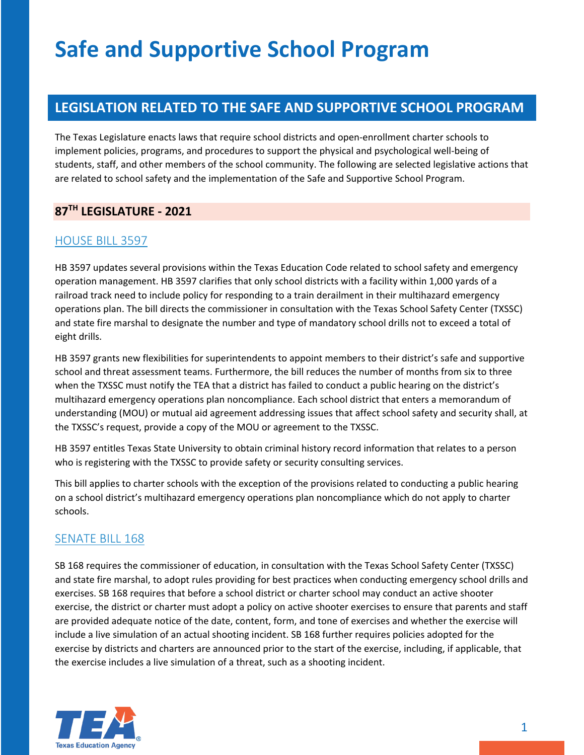# Safe and Supportive School Program

## LEGISLATION RELATED TO THE SAFE AND SUPPORTIVE SCHOOL PROGRAM

The Texas Legislature enacts laws that require school districts and open-enrollment charter schools to implement policies, programs, and procedures to support the physical and psychological well-being of students, staff, and other members of the school community. The following are selected legislative actions that are related to school safety and the implementation of the Safe and Supportive School Program.

### 87TH LEGISLATURE - 2021

#### HOUSE BILL 3597

HB 3597 updates several provisions within the Texas Education Code related to school safety and emergency operation management. HB 3597 clarifies that only school districts with a facility within 1,000 yards of a railroad track need to include policy for responding to a train derailment in their multihazard emergency operations plan. The bill directs the commissioner in consultation with the Texas School Safety Center (TXSSC) and state fire marshal to designate the number and type of mandatory school drills not to exceed a total of eight drills.

HB 3597 grants new flexibilities for superintendents to appoint members to their district's safe and supportive school and threat assessment teams. Furthermore, the bill reduces the number of months from six to three when the TXSSC must notify the TEA that a district has failed to conduct a public hearing on the district's multihazard emergency operations plan noncompliance. Each school district that enters a memorandum of understanding (MOU) or mutual aid agreement addressing issues that affect school safety and security shall, at the TXSSC's request, provide a copy of the MOU or agreement to the TXSSC.

HB 3597 entitles Texas State University to obtain criminal history record information that relates to a person who is registering with the TXSSC to provide safety or security consulting services.

This bill applies to charter schools with the exception of the provisions related to conducting a public hearing on a school district's multihazard emergency operations plan noncompliance which do not apply to charter schools.

#### SENATE BILL 168

SB 168 requires the commissioner of education, in consultation with the Texas School Safety Center (TXSSC) and state fire marshal, to adopt rules providing for best practices when conducting emergency school drills and exercises. SB 168 requires that before a school district or charter school may conduct an active shooter exercise, the district or charter must adopt a policy on active shooter exercises to ensure that parents and staff are provided adequate notice of the date, content, form, and tone of exercises and whether the exercise will include a live simulation of an actual shooting incident. SB 168 further requires policies adopted for the exercise by districts and charters are announced prior to the start of the exercise, including, if applicable, that the exercise includes a live simulation of a threat, such as a shooting incident.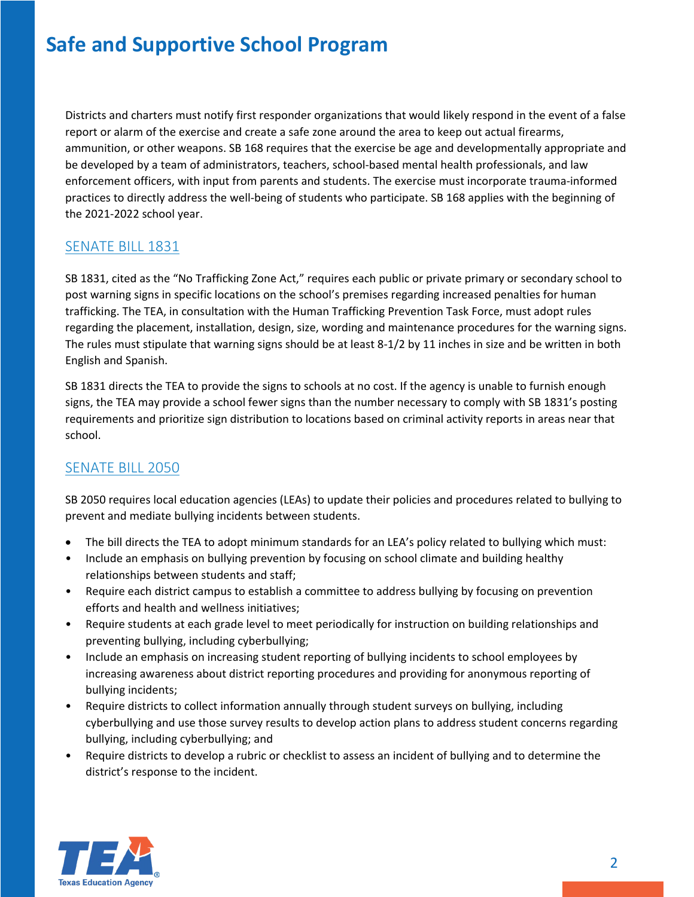Districts and charters must notify first responder organizations that would likely respond in the event of a false report or alarm of the exercise and create a safe zone around the area to keep out actual firearms, ammunition, or other weapons. SB 168 requires that the exercise be age and developmentally appropriate and be developed by a team of administrators, teachers, school-based mental health professionals, and law enforcement officers, with input from parents and students. The exercise must incorporate trauma-informed practices to directly address the well-being of students who participate. SB 168 applies with the beginning of the 2021-2022 school year.

## SENATE BILL 1831

SB 1831, cited as the "No Trafficking Zone Act," requires each public or private primary or secondary school to post warning signs in specific locations on the school's premises regarding increased penalties for human trafficking. The TEA, in consultation with the Human Trafficking Prevention Task Force, must adopt rules regarding the placement, installation, design, size, wording and maintenance procedures for the warning signs. The rules must stipulate that warning signs should be at least 8-1/2 by 11 inches in size and be written in both English and Spanish.

SB 1831 directs the TEA to provide the signs to schools at no cost. If the agency is unable to furnish enough signs, the TEA may provide a school fewer signs than the number necessary to comply with SB 1831's posting requirements and prioritize sign distribution to locations based on criminal activity reports in areas near that school.

## SENATE BILL 2050

SB 2050 requires local education agencies (LEAs) to update their policies and procedures related to bullying to prevent and mediate bullying incidents between students.

- The bill directs the TEA to adopt minimum standards for an LEA's policy related to bullying which must:
- Include an emphasis on bullying prevention by focusing on school climate and building healthy relationships between students and staff;
- Require each district campus to establish a committee to address bullying by focusing on prevention efforts and health and wellness initiatives;
- Require students at each grade level to meet periodically for instruction on building relationships and preventing bullying, including cyberbullying;
- Include an emphasis on increasing student reporting of bullying incidents to school employees by increasing awareness about district reporting procedures and providing for anonymous reporting of bullying incidents;
- Require districts to collect information annually through student surveys on bullying, including cyberbullying and use those survey results to develop action plans to address student concerns regarding bullying, including cyberbullying; and
- Require districts to develop a rubric or checklist to assess an incident of bullying and to determine the district's response to the incident.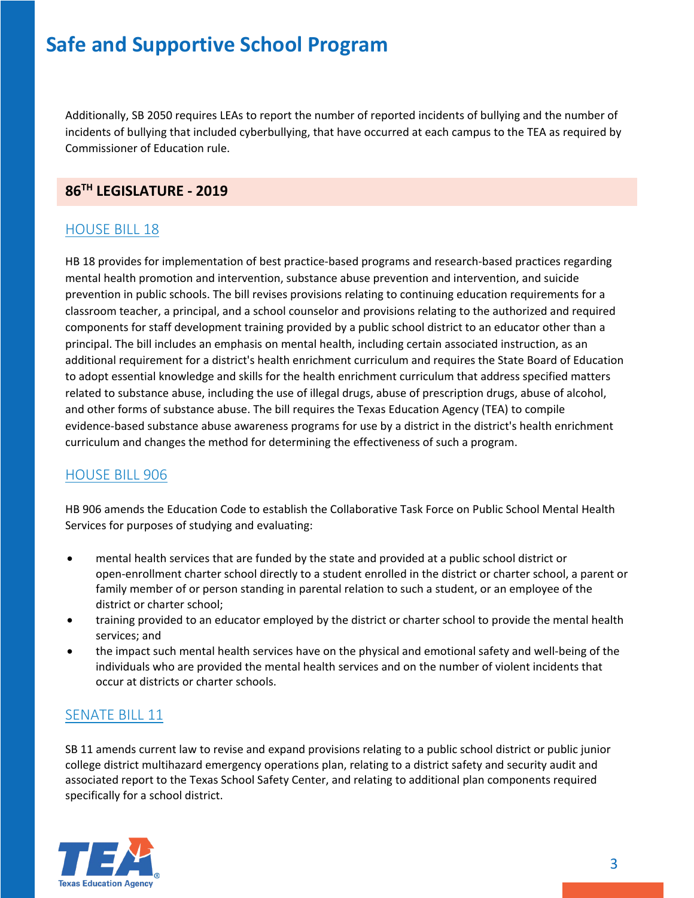Additionally, SB 2050 requires LEAs to report the number of reported incidents of bullying and the number of incidents of bullying that included cyberbullying, that have occurred at each campus to the TEA as required by Commissioner of Education rule.

## 86TH LEGISLATURE - 2019

### HOUSE BILL 18

HB 18 provides for implementation of best practice-based programs and research-based practices regarding mental health promotion and intervention, substance abuse prevention and intervention, and suicide prevention in public schools. The bill revises provisions relating to continuing education requirements for a classroom teacher, a principal, and a school counselor and provisions relating to the authorized and required components for staff development training provided by a public school district to an educator other than a principal. The bill includes an emphasis on mental health, including certain associated instruction, as an additional requirement for a district's health enrichment curriculum and requires the State Board of Education to adopt essential knowledge and skills for the health enrichment curriculum that address specified matters related to substance abuse, including the use of illegal drugs, abuse of prescription drugs, abuse of alcohol, and other forms of substance abuse. The bill requires the Texas Education Agency (TEA) to compile evidence-based substance abuse awareness programs for use by a district in the district's health enrichment curriculum and changes the method for determining the effectiveness of such a program.

### HOUSE BILL 906

HB 906 amends the Education Code to establish the Collaborative Task Force on Public School Mental Health Services for purposes of studying and evaluating:

- mental health services that are funded by the state and provided at a public school district or open-enrollment charter school directly to a student enrolled in the district or charter school, a parent or family member of or person standing in parental relation to such a student, or an employee of the district or charter school;
- training provided to an educator employed by the district or charter school to provide the mental health services; and
- the impact such mental health services have on the physical and emotional safety and well-being of the individuals who are provided the mental health services and on the number of violent incidents that occur at districts or charter schools.

### SENATE BILL 11

SB 11 amends current law to revise and expand provisions relating to a public school district or public junior college district multihazard emergency operations plan, relating to a district safety and security audit and associated report to the Texas School Safety Center, and relating to additional plan components required specifically for a school district.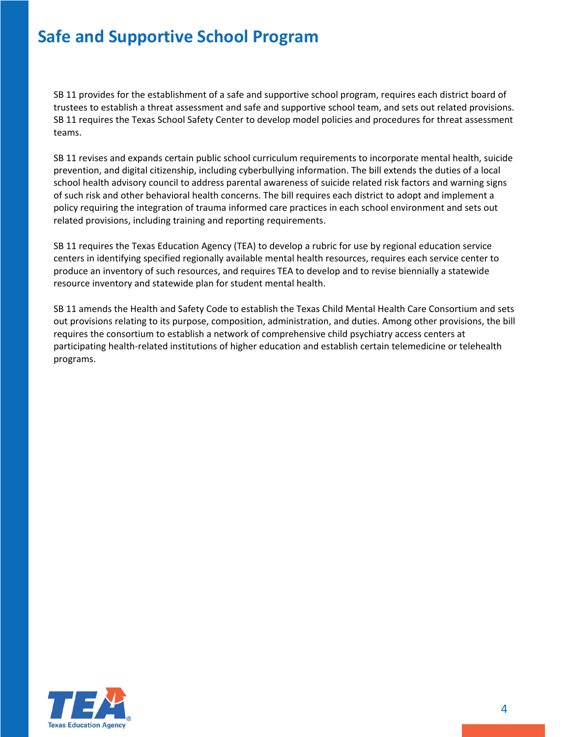# Safe and Supportive School Program

SB 11 provides for the establishment of a safe and supportive school program, requires each district board of trustees to establish a threat assessment and safe and supportive school team, and sets out related provisions. SB 11 requires the Texas School Safety Center to develop model policies and procedures for threat assessment teams.

SB 11 revises and expands certain public school curriculum requirements to incorporate mental health, suicide prevention, and digital citizenship, including cyberbullying information. The bill extends the duties of a local school health advisory council to address parental awareness of suicide related risk factors and warning signs of such risk and other behavioral health concerns. The bill requires each district to adopt and implement a policy requiring the integration of trauma informed care practices in each school environment and sets out related provisions, including training and reporting requirements.

SB 11 requires the Texas Education Agency (TEA) to develop a rubric for use by regional education service centers in identifying specified regionally available mental health resources, requires each service center to produce an inventory of such resources, and requires TEA to develop and to revise biennially a statewide resource inventory and statewide plan for student mental health.

SB 11 amends the Health and Safety Code to establish the Texas Child Mental Health Care Consortium and sets out provisions relating to its purpose, composition, administration, and duties. Among other provisions, the bill requires the consortium to establish a network of comprehensive child psychiatry access centers at participating health-related institutions of higher education and establish certain telemedicine or telehealth programs.